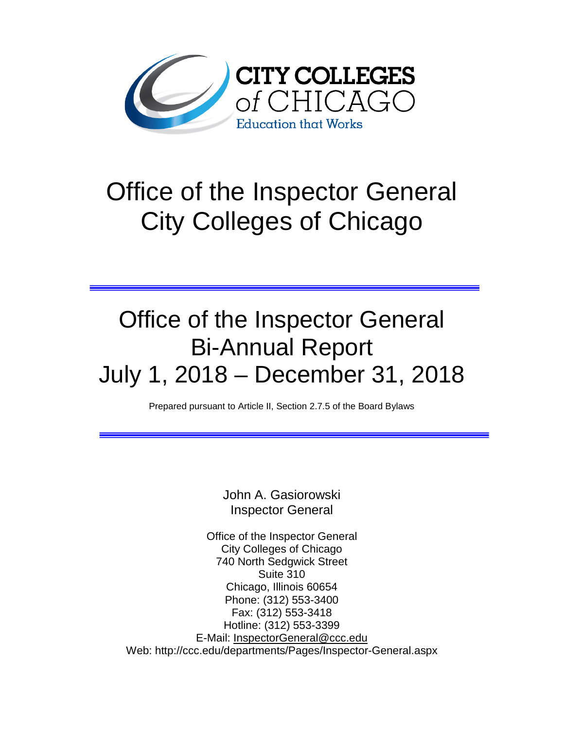CITY COLLEGES of CHICAGO

Education that Works

# Office of the Inspector General
# City Colleges of Chicago

---

## Office of the Inspector General
## Bi-Annual Report
## July 1, 2018 – December 31, 2018

Prepared pursuant to Article II, Section 2.7.5 of the Board Bylaws

---

John A. Gasiorowski
Inspector General

Office of the Inspector General
City Colleges of Chicago
740 North Sedgwick Street
Suite 310
Chicago, Illinois 60654
Phone: (312) 553-3400
Fax: (312) 553-3418
Hotline: (312) 553-3399
E-Mail: InspectorGeneral@ccc.edu
Web: http://ccc.edu/departments/Pages/Inspector-General.aspx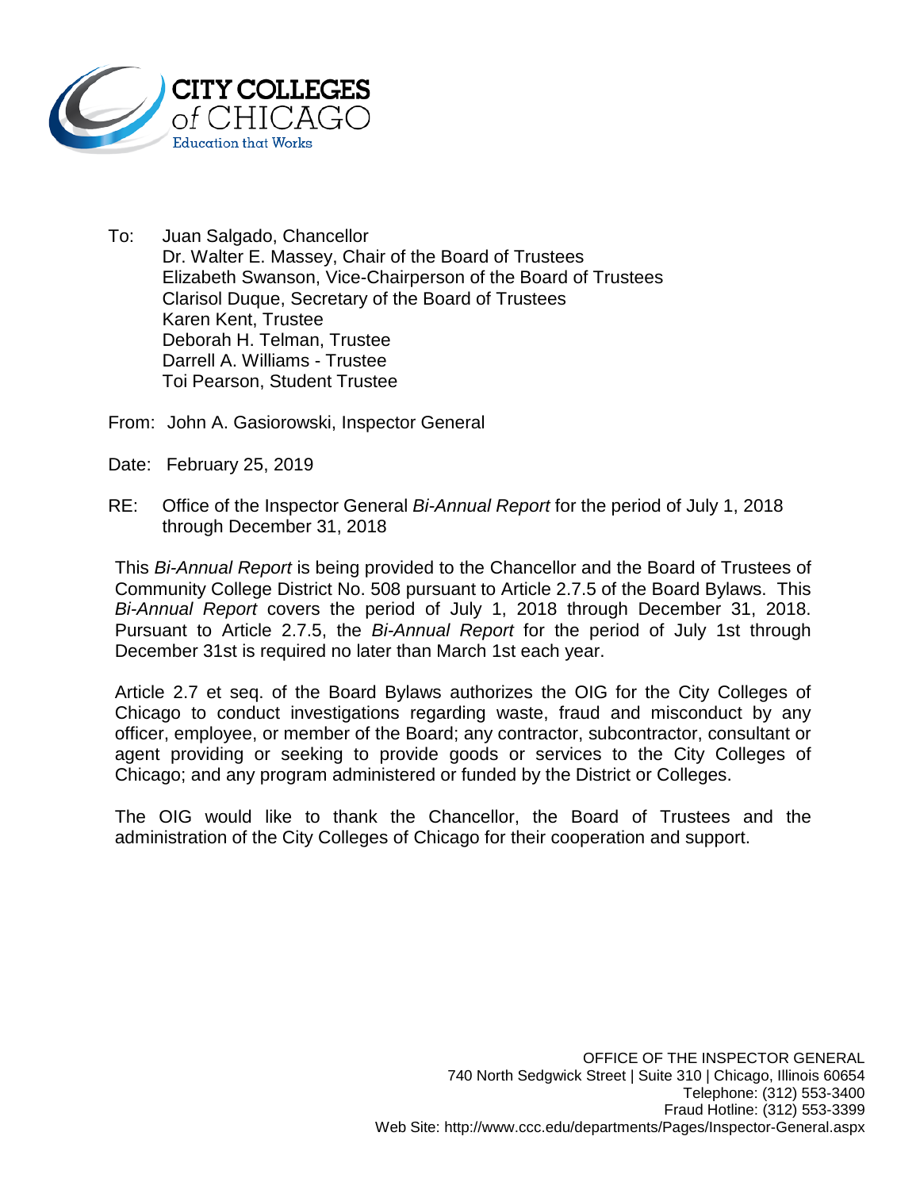CITY COLLEGES of CHICAGO
Education that Works

To: Juan Salgado, Chancellor
Dr. Walter E. Massey, Chair of the Board of Trustees
Elizabeth Swanson, Vice-Chairperson of the Board of Trustees
Clarisol Duque, Secretary of the Board of Trustees
Karen Kent, Trustee
Deborah H. Telman, Trustee
Darrell A. Williams - Trustee
Toi Pearson, Student Trustee

From: John A. Gasiorowski, Inspector General

Date: February 25, 2019

RE: Office of the Inspector General *Bi-Annual Report* for the period of July 1, 2018 through December 31, 2018

This *Bi-Annual Report* is being provided to the Chancellor and the Board of Trustees of Community College District No. 508 pursuant to Article 2.7.5 of the Board Bylaws. This *Bi-Annual Report* covers the period of July 1, 2018 through December 31, 2018. Pursuant to Article 2.7.5, the *Bi-Annual Report* for the period of July 1st through December 31st is required no later than March 1st each year.

Article 2.7 et seq. of the Board Bylaws authorizes the OIG for the City Colleges of Chicago to conduct investigations regarding waste, fraud and misconduct by any officer, employee, or member of the Board; any contractor, subcontractor, consultant or agent providing or seeking to provide goods or services to the City Colleges of Chicago; and any program administered or funded by the District or Colleges.

The OIG would like to thank the Chancellor, the Board of Trustees and the administration of the City Colleges of Chicago for their cooperation and support.

OFFICE OF THE INSPECTOR GENERAL
740 North Sedgwick Street | Suite 310 | Chicago, Illinois 60654
Telephone: (312) 553-3400
Fraud Hotline: (312) 553-3399
Web Site: http://www.ccc.edu/departments/Pages/Inspector-General.aspx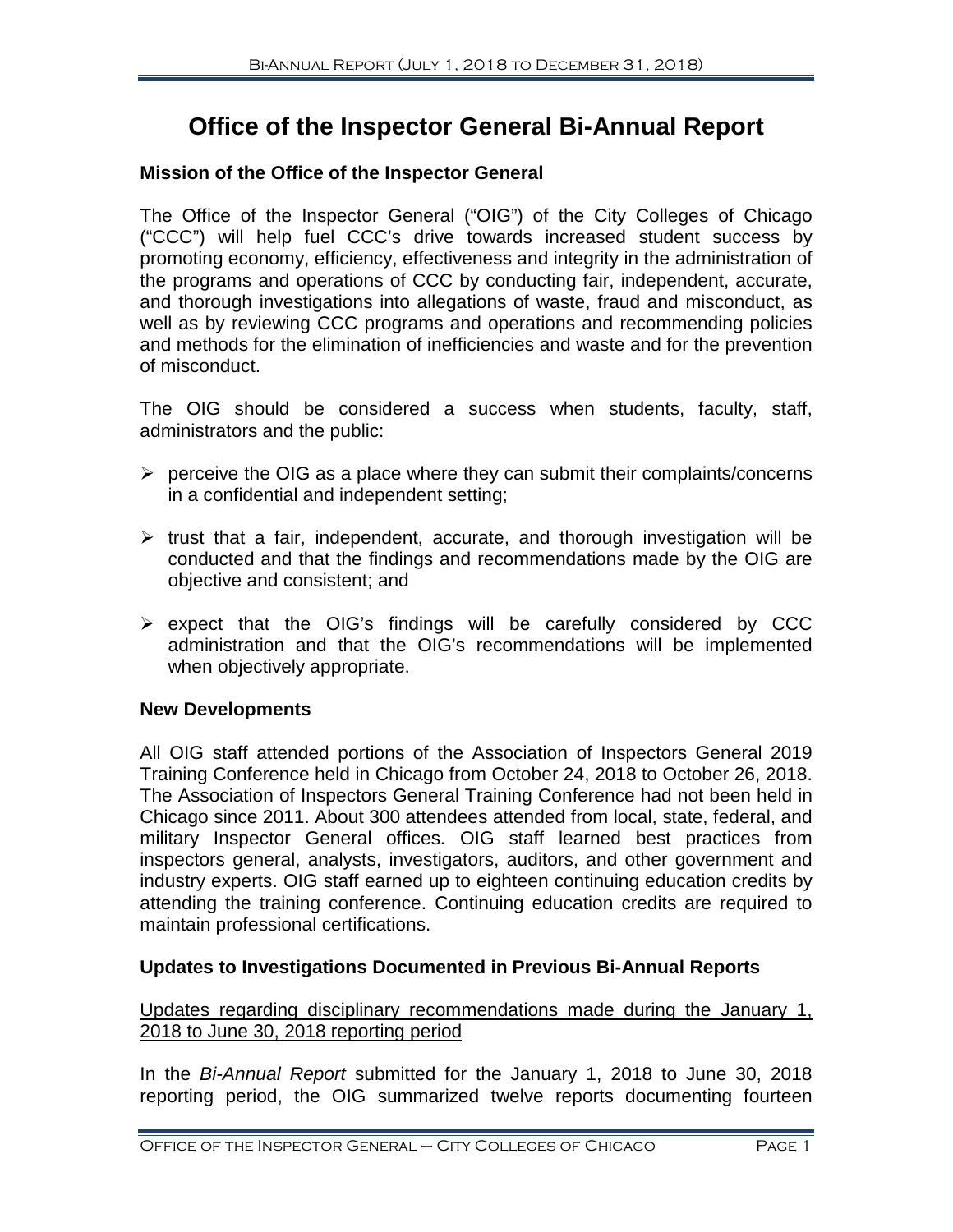# Office of the Inspector General Bi-Annual Report

## Mission of the Office of the Inspector General

The Office of the Inspector General ("OIG") of the City Colleges of Chicago ("CCC") will help fuel CCC's drive towards increased student success by promoting economy, efficiency, effectiveness and integrity in the administration of the programs and operations of CCC by conducting fair, independent, accurate, and thorough investigations into allegations of waste, fraud and misconduct, as well as by reviewing CCC programs and operations and recommending policies and methods for the elimination of inefficiencies and waste and for the prevention of misconduct.

The OIG should be considered a success when students, faculty, staff, administrators and the public:

- perceive the OIG as a place where they can submit their complaints/concerns in a confidential and independent setting;
- trust that a fair, independent, accurate, and thorough investigation will be conducted and that the findings and recommendations made by the OIG are objective and consistent; and
- expect that the OIG's findings will be carefully considered by CCC administration and that the OIG's recommendations will be implemented when objectively appropriate.

## New Developments

All OIG staff attended portions of the Association of Inspectors General 2019 Training Conference held in Chicago from October 24, 2018 to October 26, 2018. The Association of Inspectors General Training Conference had not been held in Chicago since 2011. About 300 attendees attended from local, state, federal, and military Inspector General offices. OIG staff learned best practices from inspectors general, analysts, investigators, auditors, and other government and industry experts. OIG staff earned up to eighteen continuing education credits by attending the training conference. Continuing education credits are required to maintain professional certifications.

## Updates to Investigations Documented in Previous Bi-Annual Reports

<u>Updates regarding disciplinary recommendations made during the January 1, 2018 to June 30, 2018 reporting period</u>

In the *Bi-Annual Report* submitted for the January 1, 2018 to June 30, 2018 reporting period, the OIG summarized twelve reports documenting fourteen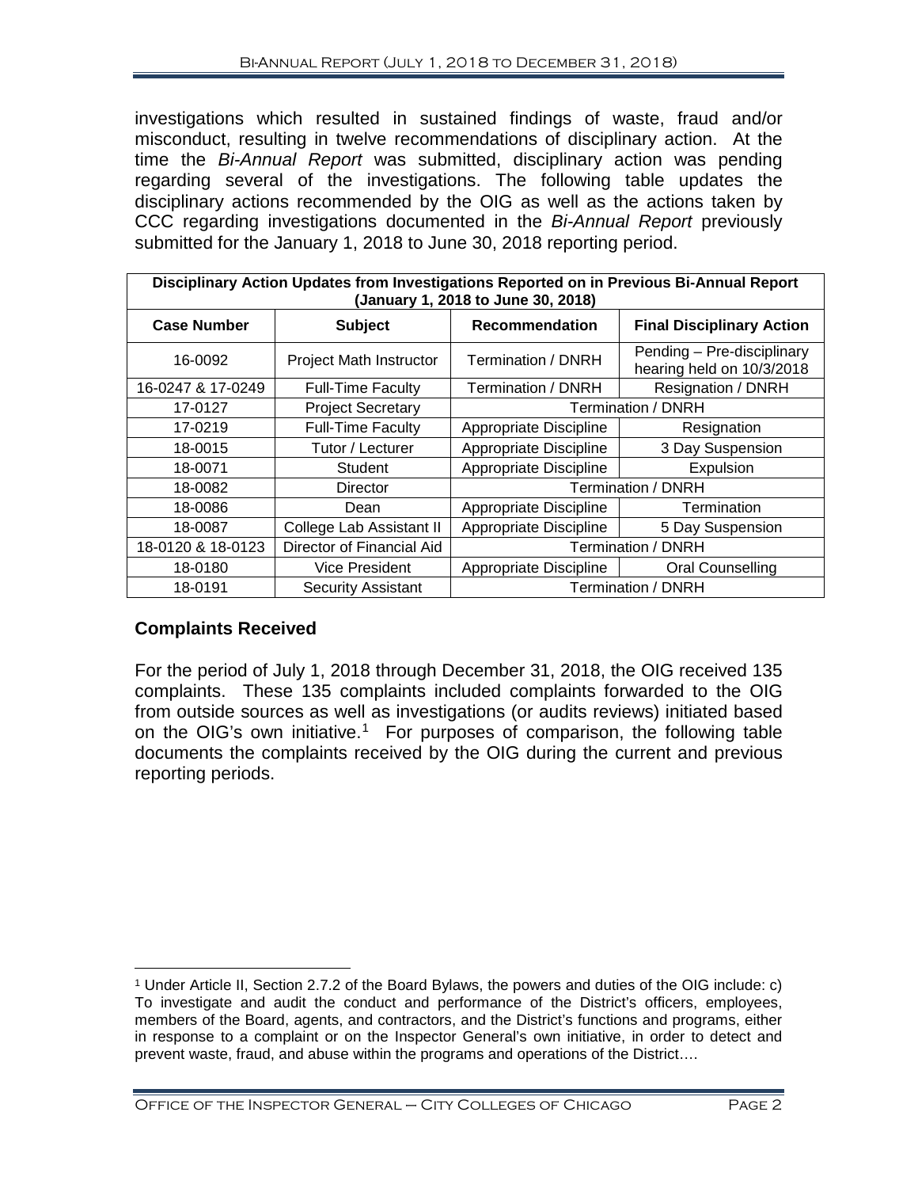investigations which resulted in sustained findings of waste, fraud and/or misconduct, resulting in twelve recommendations of disciplinary action. At the time the *Bi-Annual Report* was submitted, disciplinary action was pending regarding several of the investigations. The following table updates the disciplinary actions recommended by the OIG as well as the actions taken by CCC regarding investigations documented in the *Bi-Annual Report* previously submitted for the January 1, 2018 to June 30, 2018 reporting period.

| **Disciplinary Action Updates from Investigations Reported on in Previous Bi-Annual Report (January 1, 2018 to June 30, 2018)** | | | |
|---|---|---|---|
| **Case Number** | **Subject** | **Recommendation** | **Final Disciplinary Action** |
| 16-0092 | Project Math Instructor | Termination / DNRH | Pending – Pre-disciplinary hearing held on 10/3/2018 |
| 16-0247 & 17-0249 | Full-Time Faculty | Termination / DNRH | Resignation / DNRH |
| 17-0127 | Project Secretary | Termination / DNRH | |
| 17-0219 | Full-Time Faculty | Appropriate Discipline | Resignation |
| 18-0015 | Tutor / Lecturer | Appropriate Discipline | 3 Day Suspension |
| 18-0071 | Student | Appropriate Discipline | Expulsion |
| 18-0082 | Director | Termination / DNRH | |
| 18-0086 | Dean | Appropriate Discipline | Termination |
| 18-0087 | College Lab Assistant II | Appropriate Discipline | 5 Day Suspension |
| 18-0120 & 18-0123 | Director of Financial Aid | Termination / DNRH | |
| 18-0180 | Vice President | Appropriate Discipline | Oral Counselling |
| 18-0191 | Security Assistant | Termination / DNRH | |

## Complaints Received

For the period of July 1, 2018 through December 31, 2018, the OIG received 135 complaints. These 135 complaints included complaints forwarded to the OIG from outside sources as well as investigations (or audits reviews) initiated based on the OIG's own initiative.[1] For purposes of comparison, the following table documents the complaints received by the OIG during the current and previous reporting periods.

[1] Under Article II, Section 2.7.2 of the Board Bylaws, the powers and duties of the OIG include: c) To investigate and audit the conduct and performance of the District's officers, employees, members of the Board, agents, and contractors, and the District's functions and programs, either in response to a complaint or on the Inspector General's own initiative, in order to detect and prevent waste, fraud, and abuse within the programs and operations of the District….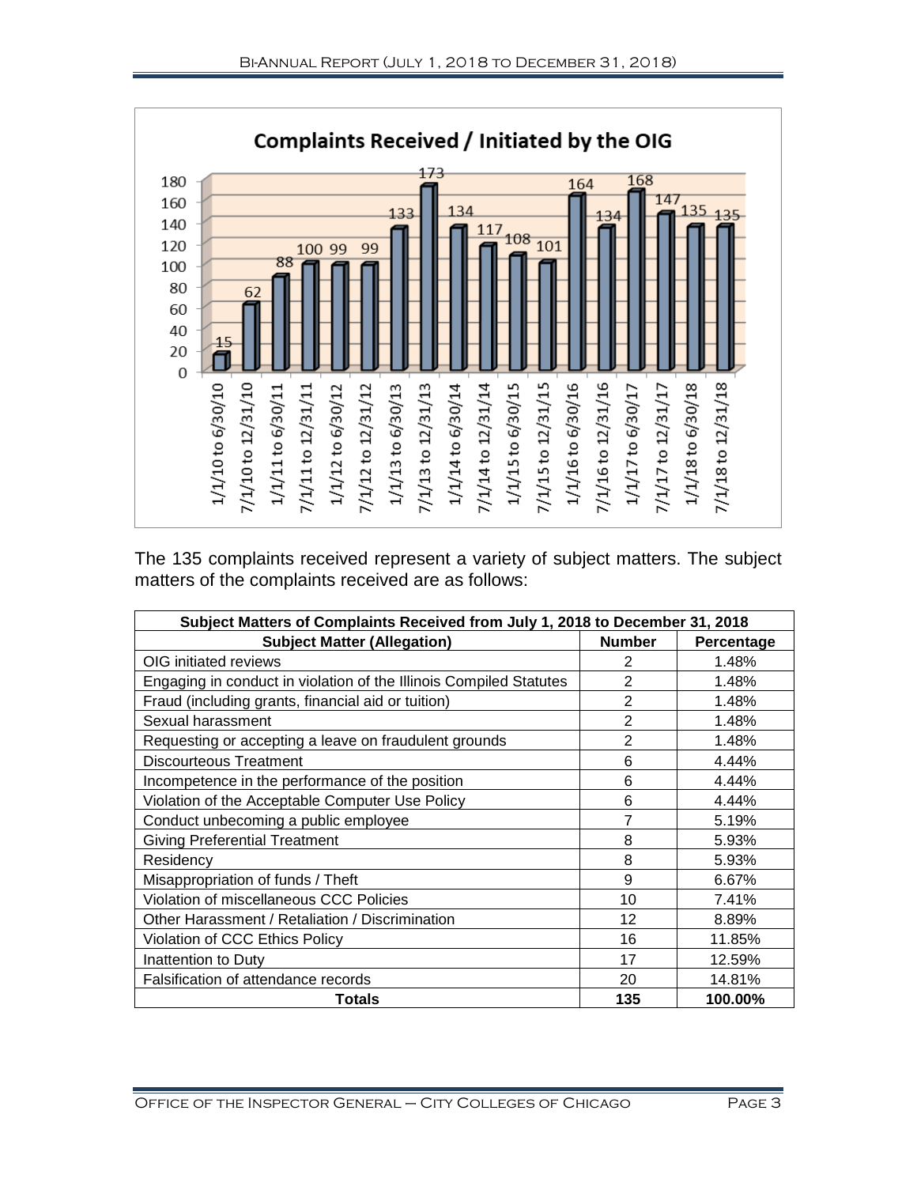**Complaints Received / Initiated by the OIG**

| Period | Complaints |
|---|---|
| 1/1/10 to 6/30/10 | 15 |
| 7/1/10 to 12/31/10 | 62 |
| 1/1/11 to 6/30/11 | 88 |
| 7/1/11 to 12/31/11 | 100 |
| 1/1/12 to 6/30/12 | 99 |
| 7/1/12 to 12/31/12 | 99 |
| 1/1/13 to 6/30/13 | 133 |
| 7/1/13 to 12/31/13 | 173 |
| 1/1/14 to 6/30/14 | 134 |
| 7/1/14 to 12/31/14 | 117 |
| 1/1/15 to 6/30/15 | 108 |
| 7/1/15 to 12/31/15 | 101 |
| 1/1/16 to 6/30/16 | 164 |
| 7/1/16 to 12/31/16 | 134 |
| 1/1/17 to 6/30/17 | 168 |
| 7/1/17 to 12/31/17 | 147 |
| 1/1/18 to 6/30/18 | 135 |
| 7/1/18 to 12/31/18 | 135 |

The 135 complaints received represent a variety of subject matters. The subject matters of the complaints received are as follows:

| Subject Matters of Complaints Received from July 1, 2018 to December 31, 2018 | | |
|---|---|---|
| **Subject Matter (Allegation)** | **Number** | **Percentage** |
| OIG initiated reviews | 2 | 1.48% |
| Engaging in conduct in violation of the Illinois Compiled Statutes | 2 | 1.48% |
| Fraud (including grants, financial aid or tuition) | 2 | 1.48% |
| Sexual harassment | 2 | 1.48% |
| Requesting or accepting a leave on fraudulent grounds | 2 | 1.48% |
| Discourteous Treatment | 6 | 4.44% |
| Incompetence in the performance of the position | 6 | 4.44% |
| Violation of the Acceptable Computer Use Policy | 6 | 4.44% |
| Conduct unbecoming a public employee | 7 | 5.19% |
| Giving Preferential Treatment | 8 | 5.93% |
| Residency | 8 | 5.93% |
| Misappropriation of funds / Theft | 9 | 6.67% |
| Violation of miscellaneous CCC Policies | 10 | 7.41% |
| Other Harassment / Retaliation / Discrimination | 12 | 8.89% |
| Violation of CCC Ethics Policy | 16 | 11.85% |
| Inattention to Duty | 17 | 12.59% |
| Falsification of attendance records | 20 | 14.81% |
| **Totals** | **135** | **100.00%** |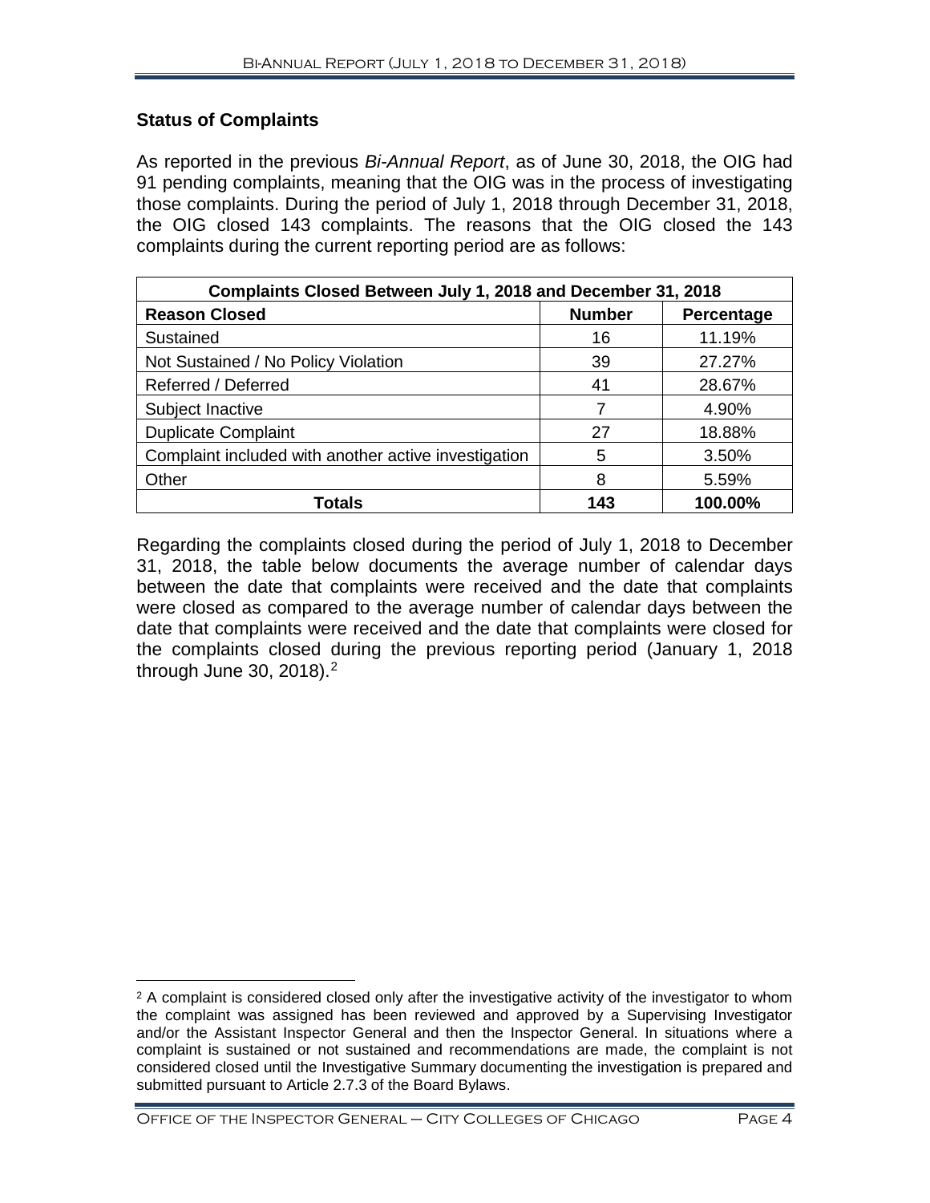## Status of Complaints

As reported in the previous *Bi-Annual Report*, as of June 30, 2018, the OIG had 91 pending complaints, meaning that the OIG was in the process of investigating those complaints. During the period of July 1, 2018 through December 31, 2018, the OIG closed 143 complaints. The reasons that the OIG closed the 143 complaints during the current reporting period are as follows:

| Complaints Closed Between July 1, 2018 and December 31, 2018 | | |
|---|---|---|
| **Reason Closed** | **Number** | **Percentage** |
| Sustained | 16 | 11.19% |
| Not Sustained / No Policy Violation | 39 | 27.27% |
| Referred / Deferred | 41 | 28.67% |
| Subject Inactive | 7 | 4.90% |
| Duplicate Complaint | 27 | 18.88% |
| Complaint included with another active investigation | 5 | 3.50% |
| Other | 8 | 5.59% |
| **Totals** | **143** | **100.00%** |

Regarding the complaints closed during the period of July 1, 2018 to December 31, 2018, the table below documents the average number of calendar days between the date that complaints were received and the date that complaints were closed as compared to the average number of calendar days between the date that complaints were received and the date that complaints were closed for the complaints closed during the previous reporting period (January 1, 2018 through June 30, 2018).[2]

[2] A complaint is considered closed only after the investigative activity of the investigator to whom the complaint was assigned has been reviewed and approved by a Supervising Investigator and/or the Assistant Inspector General and then the Inspector General. In situations where a complaint is sustained or not sustained and recommendations are made, the complaint is not considered closed until the Investigative Summary documenting the investigation is prepared and submitted pursuant to Article 2.7.3 of the Board Bylaws.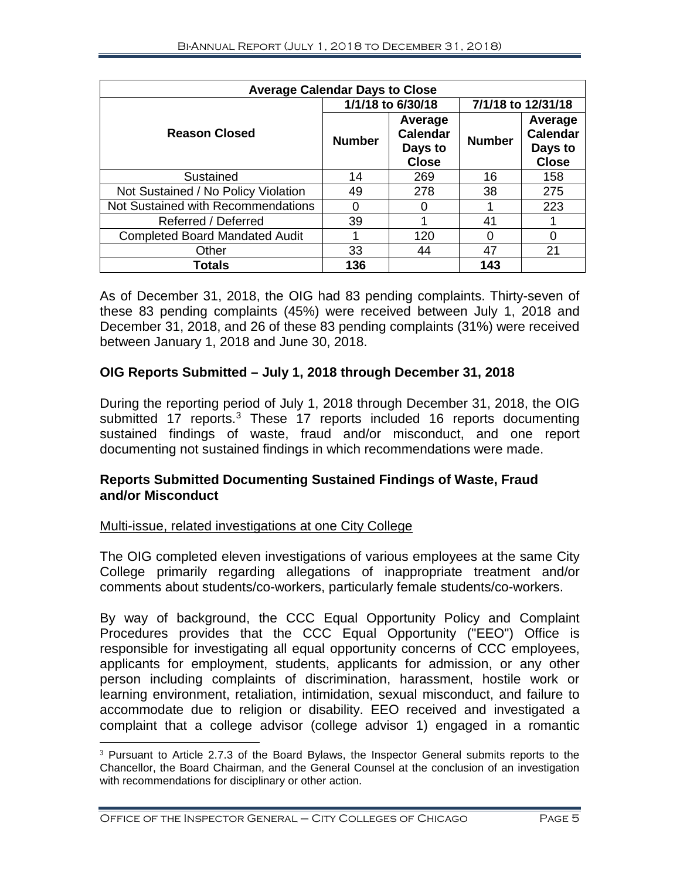| Average Calendar Days to Close | | | | |
|---|---|---|---|---|
| | 1/1/18 to 6/30/18 | | 7/1/18 to 12/31/18 | |
| **Reason Closed** | **Number** | **Average Calendar Days to Close** | **Number** | **Average Calendar Days to Close** |
| Sustained | 14 | 269 | 16 | 158 |
| Not Sustained / No Policy Violation | 49 | 278 | 38 | 275 |
| Not Sustained with Recommendations | 0 | 0 | 1 | 223 |
| Referred / Deferred | 39 | 1 | 41 | 1 |
| Completed Board Mandated Audit | 1 | 120 | 0 | 0 |
| Other | 33 | 44 | 47 | 21 |
| **Totals** | **136** | | **143** | |

As of December 31, 2018, the OIG had 83 pending complaints. Thirty-seven of these 83 pending complaints (45%) were received between July 1, 2018 and December 31, 2018, and 26 of these 83 pending complaints (31%) were received between January 1, 2018 and June 30, 2018.

## OIG Reports Submitted – July 1, 2018 through December 31, 2018

During the reporting period of July 1, 2018 through December 31, 2018, the OIG submitted 17 reports.[3] These 17 reports included 16 reports documenting sustained findings of waste, fraud and/or misconduct, and one report documenting not sustained findings in which recommendations were made.

## Reports Submitted Documenting Sustained Findings of Waste, Fraud and/or Misconduct

Multi-issue, related investigations at one City College

The OIG completed eleven investigations of various employees at the same City College primarily regarding allegations of inappropriate treatment and/or comments about students/co-workers, particularly female students/co-workers.

By way of background, the CCC Equal Opportunity Policy and Complaint Procedures provides that the CCC Equal Opportunity ("EEO") Office is responsible for investigating all equal opportunity concerns of CCC employees, applicants for employment, students, applicants for admission, or any other person including complaints of discrimination, harassment, hostile work or learning environment, retaliation, intimidation, sexual misconduct, and failure to accommodate due to religion or disability. EEO received and investigated a complaint that a college advisor (college advisor 1) engaged in a romantic

[3] Pursuant to Article 2.7.3 of the Board Bylaws, the Inspector General submits reports to the Chancellor, the Board Chairman, and the General Counsel at the conclusion of an investigation with recommendations for disciplinary or other action.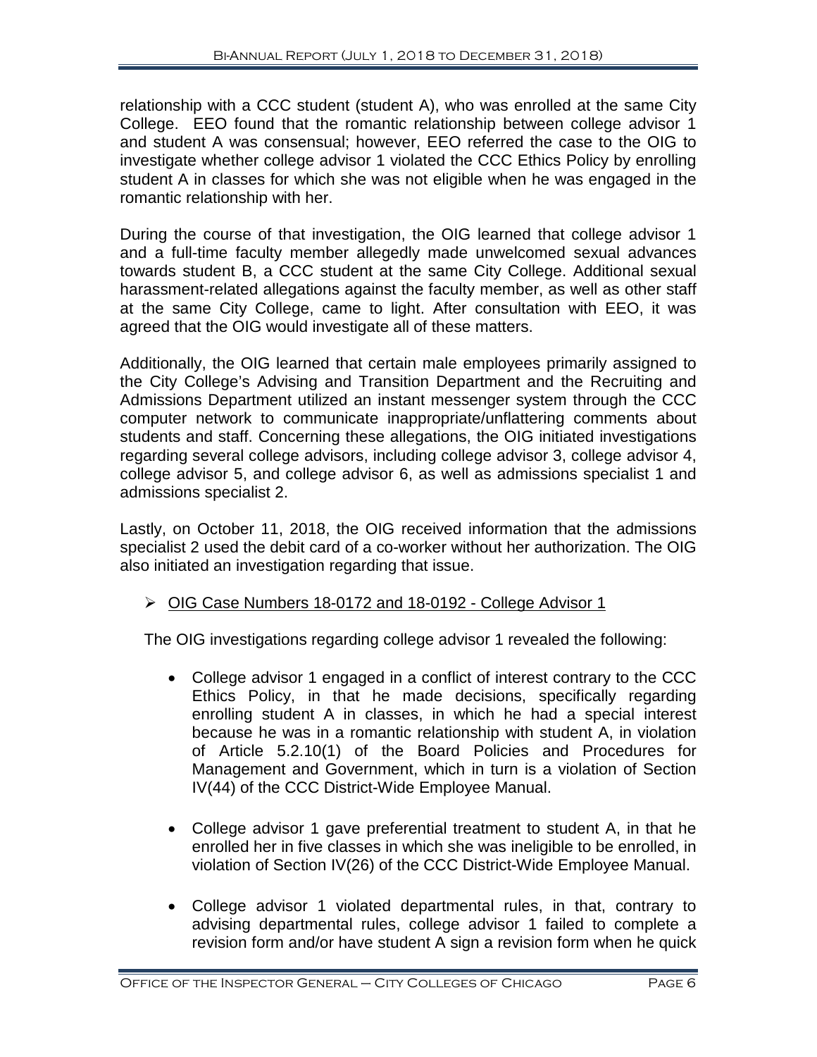relationship with a CCC student (student A), who was enrolled at the same City College. EEO found that the romantic relationship between college advisor 1 and student A was consensual; however, EEO referred the case to the OIG to investigate whether college advisor 1 violated the CCC Ethics Policy by enrolling student A in classes for which she was not eligible when he was engaged in the romantic relationship with her.

During the course of that investigation, the OIG learned that college advisor 1 and a full-time faculty member allegedly made unwelcomed sexual advances towards student B, a CCC student at the same City College. Additional sexual harassment-related allegations against the faculty member, as well as other staff at the same City College, came to light. After consultation with EEO, it was agreed that the OIG would investigate all of these matters.

Additionally, the OIG learned that certain male employees primarily assigned to the City College's Advising and Transition Department and the Recruiting and Admissions Department utilized an instant messenger system through the CCC computer network to communicate inappropriate/unflattering comments about students and staff. Concerning these allegations, the OIG initiated investigations regarding several college advisors, including college advisor 3, college advisor 4, college advisor 5, and college advisor 6, as well as admissions specialist 1 and admissions specialist 2.

Lastly, on October 11, 2018, the OIG received information that the admissions specialist 2 used the debit card of a co-worker without her authorization. The OIG also initiated an investigation regarding that issue.

- <u>OIG Case Numbers 18-0172 and 18-0192 - College Advisor 1</u>

The OIG investigations regarding college advisor 1 revealed the following:

- College advisor 1 engaged in a conflict of interest contrary to the CCC Ethics Policy, in that he made decisions, specifically regarding enrolling student A in classes, in which he had a special interest because he was in a romantic relationship with student A, in violation of Article 5.2.10(1) of the Board Policies and Procedures for Management and Government, which in turn is a violation of Section IV(44) of the CCC District-Wide Employee Manual.

- College advisor 1 gave preferential treatment to student A, in that he enrolled her in five classes in which she was ineligible to be enrolled, in violation of Section IV(26) of the CCC District-Wide Employee Manual.

- College advisor 1 violated departmental rules, in that, contrary to advising departmental rules, college advisor 1 failed to complete a revision form and/or have student A sign a revision form when he quick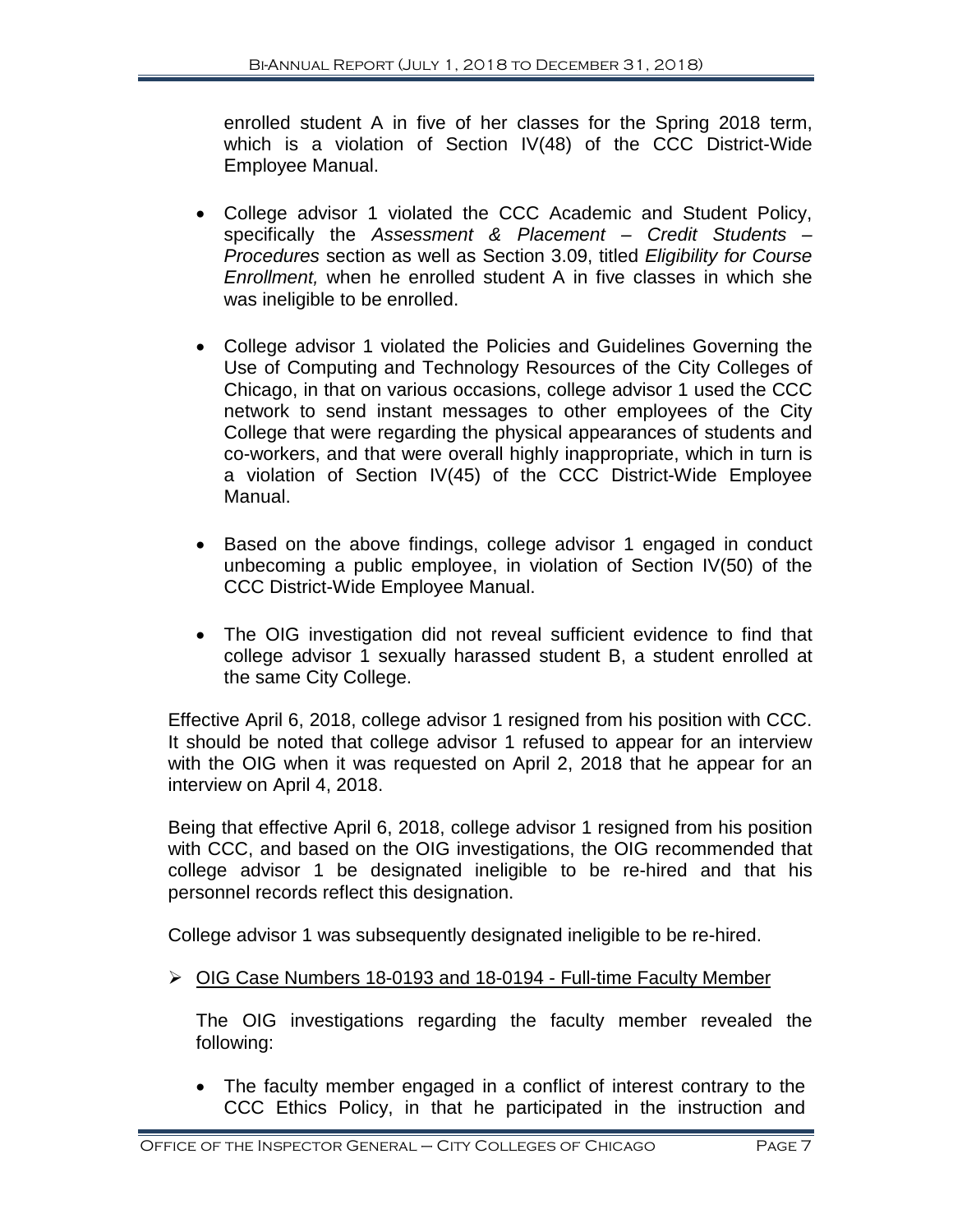enrolled student A in five of her classes for the Spring 2018 term, which is a violation of Section IV(48) of the CCC District-Wide Employee Manual.

- College advisor 1 violated the CCC Academic and Student Policy, specifically the *Assessment & Placement – Credit Students – Procedures* section as well as Section 3.09, titled *Eligibility for Course Enrollment,* when he enrolled student A in five classes in which she was ineligible to be enrolled.
- College advisor 1 violated the Policies and Guidelines Governing the Use of Computing and Technology Resources of the City Colleges of Chicago, in that on various occasions, college advisor 1 used the CCC network to send instant messages to other employees of the City College that were regarding the physical appearances of students and co-workers, and that were overall highly inappropriate, which in turn is a violation of Section IV(45) of the CCC District-Wide Employee Manual.
- Based on the above findings, college advisor 1 engaged in conduct unbecoming a public employee, in violation of Section IV(50) of the CCC District-Wide Employee Manual.
- The OIG investigation did not reveal sufficient evidence to find that college advisor 1 sexually harassed student B, a student enrolled at the same City College.

Effective April 6, 2018, college advisor 1 resigned from his position with CCC. It should be noted that college advisor 1 refused to appear for an interview with the OIG when it was requested on April 2, 2018 that he appear for an interview on April 4, 2018.

Being that effective April 6, 2018, college advisor 1 resigned from his position with CCC, and based on the OIG investigations, the OIG recommended that college advisor 1 be designated ineligible to be re-hired and that his personnel records reflect this designation.

College advisor 1 was subsequently designated ineligible to be re-hired.

➢ <u>OIG Case Numbers 18-0193 and 18-0194 - Full-time Faculty Member</u>

The OIG investigations regarding the faculty member revealed the following:

- The faculty member engaged in a conflict of interest contrary to the CCC Ethics Policy, in that he participated in the instruction and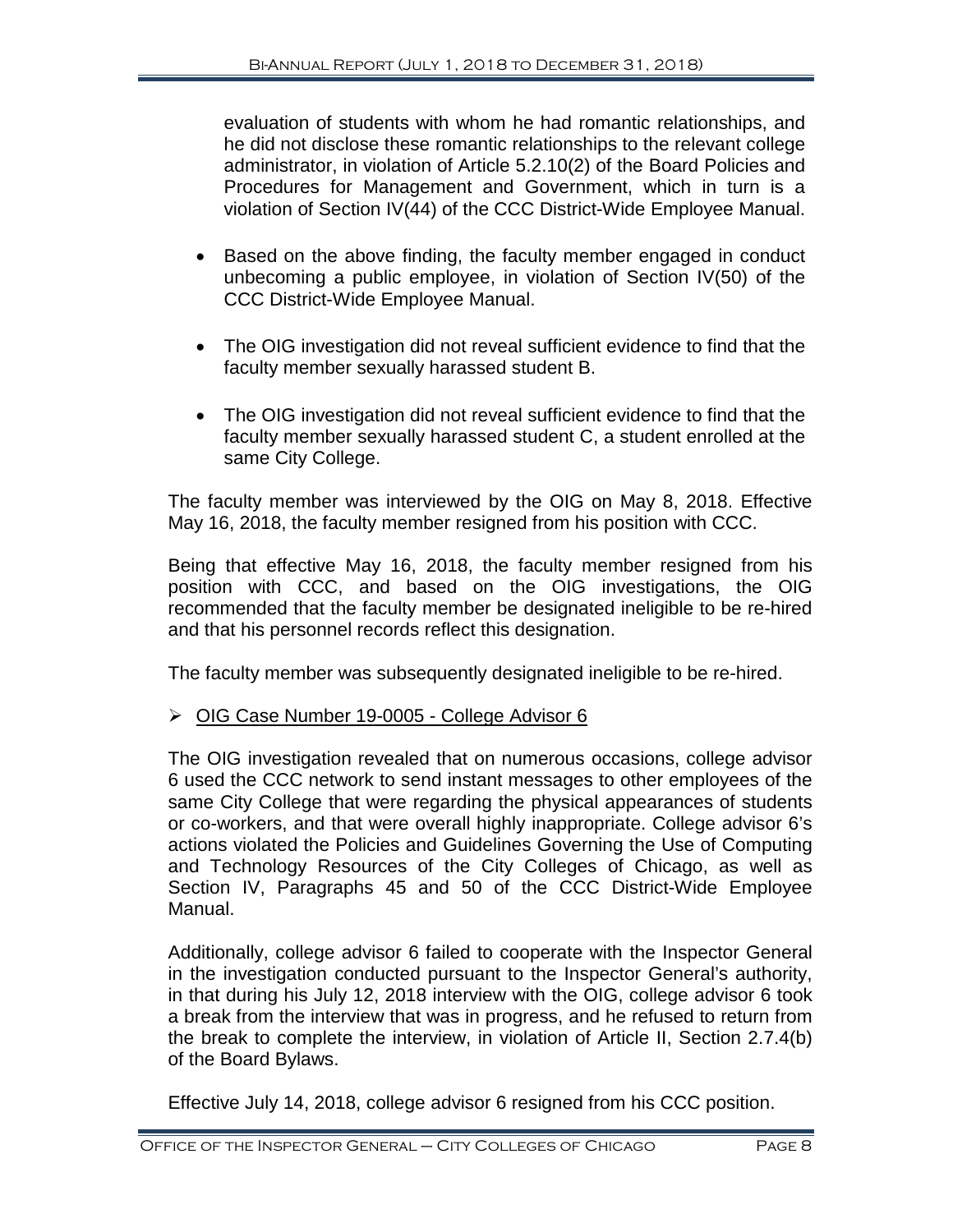evaluation of students with whom he had romantic relationships, and he did not disclose these romantic relationships to the relevant college administrator, in violation of Article 5.2.10(2) of the Board Policies and Procedures for Management and Government, which in turn is a violation of Section IV(44) of the CCC District-Wide Employee Manual.

- Based on the above finding, the faculty member engaged in conduct unbecoming a public employee, in violation of Section IV(50) of the CCC District-Wide Employee Manual.
- The OIG investigation did not reveal sufficient evidence to find that the faculty member sexually harassed student B.
- The OIG investigation did not reveal sufficient evidence to find that the faculty member sexually harassed student C, a student enrolled at the same City College.

The faculty member was interviewed by the OIG on May 8, 2018. Effective May 16, 2018, the faculty member resigned from his position with CCC.

Being that effective May 16, 2018, the faculty member resigned from his position with CCC, and based on the OIG investigations, the OIG recommended that the faculty member be designated ineligible to be re-hired and that his personnel records reflect this designation.

The faculty member was subsequently designated ineligible to be re-hired.

➢ <u>OIG Case Number 19-0005 - College Advisor 6</u>

The OIG investigation revealed that on numerous occasions, college advisor 6 used the CCC network to send instant messages to other employees of the same City College that were regarding the physical appearances of students or co-workers, and that were overall highly inappropriate. College advisor 6's actions violated the Policies and Guidelines Governing the Use of Computing and Technology Resources of the City Colleges of Chicago, as well as Section IV, Paragraphs 45 and 50 of the CCC District-Wide Employee Manual.

Additionally, college advisor 6 failed to cooperate with the Inspector General in the investigation conducted pursuant to the Inspector General's authority, in that during his July 12, 2018 interview with the OIG, college advisor 6 took a break from the interview that was in progress, and he refused to return from the break to complete the interview, in violation of Article II, Section 2.7.4(b) of the Board Bylaws.

Effective July 14, 2018, college advisor 6 resigned from his CCC position.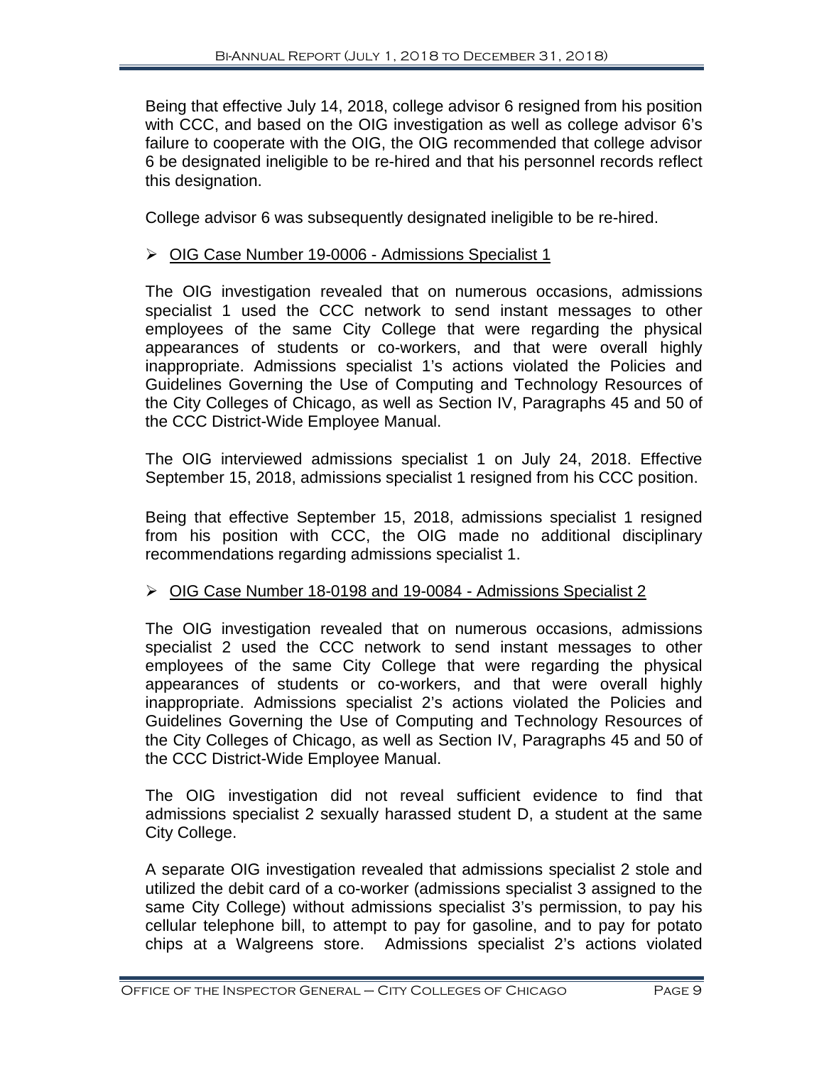Being that effective July 14, 2018, college advisor 6 resigned from his position with CCC, and based on the OIG investigation as well as college advisor 6's failure to cooperate with the OIG, the OIG recommended that college advisor 6 be designated ineligible to be re-hired and that his personnel records reflect this designation.

College advisor 6 was subsequently designated ineligible to be re-hired.

- <u>OIG Case Number 19-0006 - Admissions Specialist 1</u>

The OIG investigation revealed that on numerous occasions, admissions specialist 1 used the CCC network to send instant messages to other employees of the same City College that were regarding the physical appearances of students or co-workers, and that were overall highly inappropriate. Admissions specialist 1's actions violated the Policies and Guidelines Governing the Use of Computing and Technology Resources of the City Colleges of Chicago, as well as Section IV, Paragraphs 45 and 50 of the CCC District-Wide Employee Manual.

The OIG interviewed admissions specialist 1 on July 24, 2018. Effective September 15, 2018, admissions specialist 1 resigned from his CCC position.

Being that effective September 15, 2018, admissions specialist 1 resigned from his position with CCC, the OIG made no additional disciplinary recommendations regarding admissions specialist 1.

- <u>OIG Case Number 18-0198 and 19-0084 - Admissions Specialist 2</u>

The OIG investigation revealed that on numerous occasions, admissions specialist 2 used the CCC network to send instant messages to other employees of the same City College that were regarding the physical appearances of students or co-workers, and that were overall highly inappropriate. Admissions specialist 2's actions violated the Policies and Guidelines Governing the Use of Computing and Technology Resources of the City Colleges of Chicago, as well as Section IV, Paragraphs 45 and 50 of the CCC District-Wide Employee Manual.

The OIG investigation did not reveal sufficient evidence to find that admissions specialist 2 sexually harassed student D, a student at the same City College.

A separate OIG investigation revealed that admissions specialist 2 stole and utilized the debit card of a co-worker (admissions specialist 3 assigned to the same City College) without admissions specialist 3's permission, to pay his cellular telephone bill, to attempt to pay for gasoline, and to pay for potato chips at a Walgreens store. Admissions specialist 2's actions violated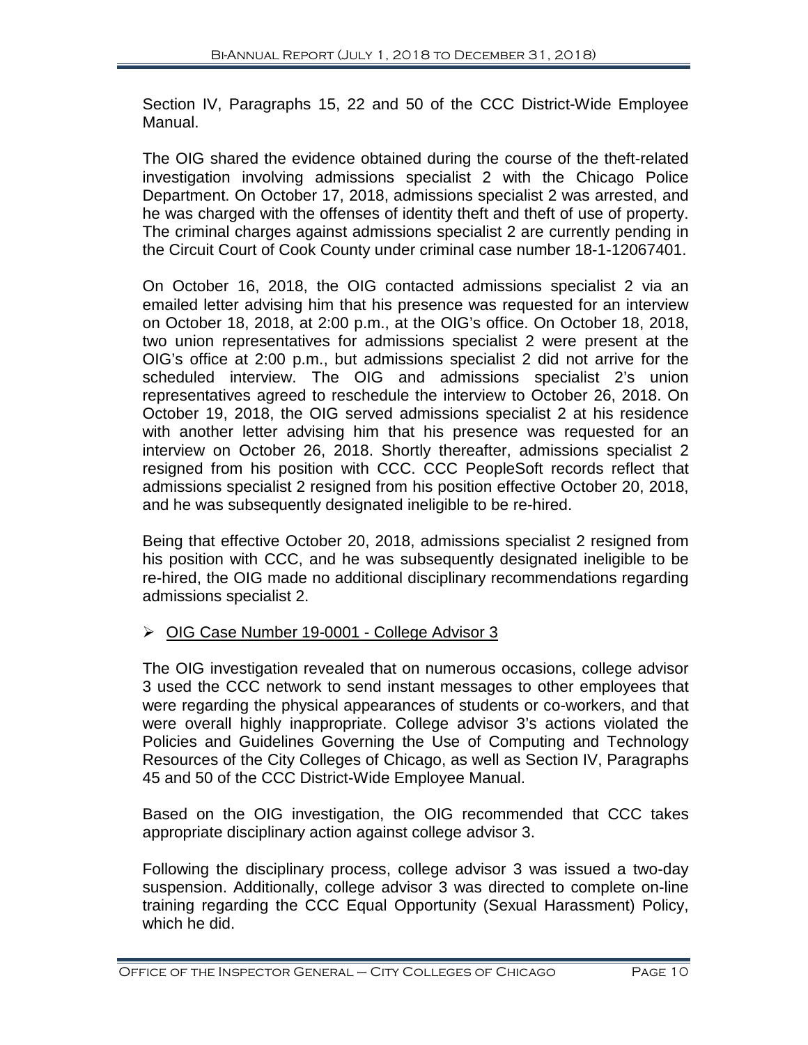Section IV, Paragraphs 15, 22 and 50 of the CCC District-Wide Employee Manual.

The OIG shared the evidence obtained during the course of the theft-related investigation involving admissions specialist 2 with the Chicago Police Department. On October 17, 2018, admissions specialist 2 was arrested, and he was charged with the offenses of identity theft and theft of use of property. The criminal charges against admissions specialist 2 are currently pending in the Circuit Court of Cook County under criminal case number 18-1-12067401.

On October 16, 2018, the OIG contacted admissions specialist 2 via an emailed letter advising him that his presence was requested for an interview on October 18, 2018, at 2:00 p.m., at the OIG's office. On October 18, 2018, two union representatives for admissions specialist 2 were present at the OIG's office at 2:00 p.m., but admissions specialist 2 did not arrive for the scheduled interview. The OIG and admissions specialist 2's union representatives agreed to reschedule the interview to October 26, 2018. On October 19, 2018, the OIG served admissions specialist 2 at his residence with another letter advising him that his presence was requested for an interview on October 26, 2018. Shortly thereafter, admissions specialist 2 resigned from his position with CCC. CCC PeopleSoft records reflect that admissions specialist 2 resigned from his position effective October 20, 2018, and he was subsequently designated ineligible to be re-hired.

Being that effective October 20, 2018, admissions specialist 2 resigned from his position with CCC, and he was subsequently designated ineligible to be re-hired, the OIG made no additional disciplinary recommendations regarding admissions specialist 2.

- OIG Case Number 19-0001 - College Advisor 3

The OIG investigation revealed that on numerous occasions, college advisor 3 used the CCC network to send instant messages to other employees that were regarding the physical appearances of students or co-workers, and that were overall highly inappropriate. College advisor 3's actions violated the Policies and Guidelines Governing the Use of Computing and Technology Resources of the City Colleges of Chicago, as well as Section IV, Paragraphs 45 and 50 of the CCC District-Wide Employee Manual.

Based on the OIG investigation, the OIG recommended that CCC takes appropriate disciplinary action against college advisor 3.

Following the disciplinary process, college advisor 3 was issued a two-day suspension. Additionally, college advisor 3 was directed to complete on-line training regarding the CCC Equal Opportunity (Sexual Harassment) Policy, which he did.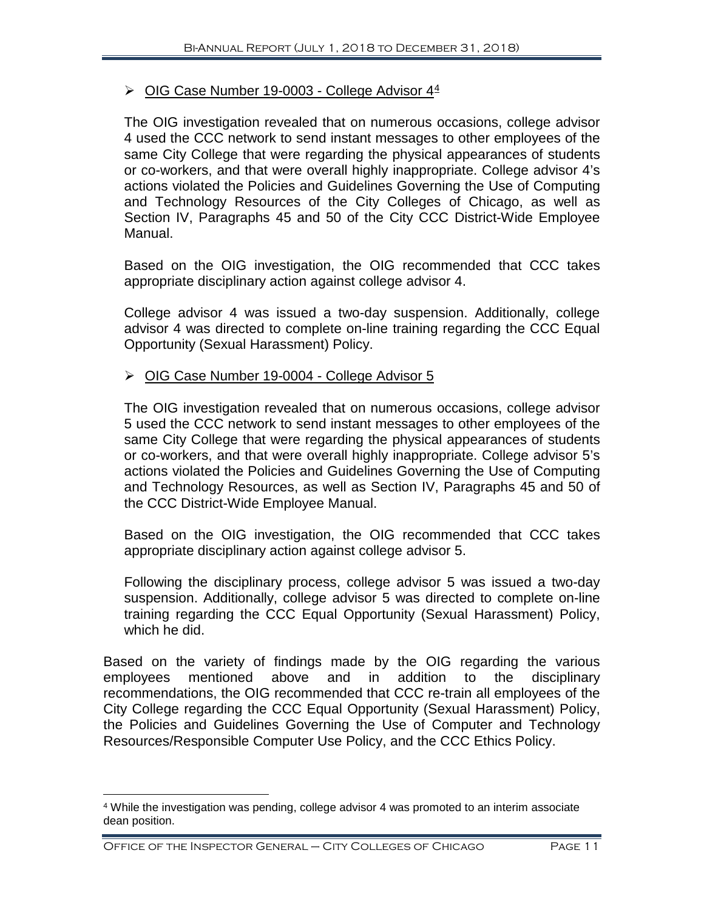- OIG Case Number 19-0003 - College Advisor 4[4]

  The OIG investigation revealed that on numerous occasions, college advisor 4 used the CCC network to send instant messages to other employees of the same City College that were regarding the physical appearances of students or co-workers, and that were overall highly inappropriate. College advisor 4's actions violated the Policies and Guidelines Governing the Use of Computing and Technology Resources of the City Colleges of Chicago, as well as Section IV, Paragraphs 45 and 50 of the City CCC District-Wide Employee Manual.

  Based on the OIG investigation, the OIG recommended that CCC takes appropriate disciplinary action against college advisor 4.

  College advisor 4 was issued a two-day suspension. Additionally, college advisor 4 was directed to complete on-line training regarding the CCC Equal Opportunity (Sexual Harassment) Policy.

- OIG Case Number 19-0004 - College Advisor 5

  The OIG investigation revealed that on numerous occasions, college advisor 5 used the CCC network to send instant messages to other employees of the same City College that were regarding the physical appearances of students or co-workers, and that were overall highly inappropriate. College advisor 5's actions violated the Policies and Guidelines Governing the Use of Computing and Technology Resources, as well as Section IV, Paragraphs 45 and 50 of the CCC District-Wide Employee Manual.

  Based on the OIG investigation, the OIG recommended that CCC takes appropriate disciplinary action against college advisor 5.

  Following the disciplinary process, college advisor 5 was issued a two-day suspension. Additionally, college advisor 5 was directed to complete on-line training regarding the CCC Equal Opportunity (Sexual Harassment) Policy, which he did.

Based on the variety of findings made by the OIG regarding the various employees mentioned above and in addition to the disciplinary recommendations, the OIG recommended that CCC re-train all employees of the City College regarding the CCC Equal Opportunity (Sexual Harassment) Policy, the Policies and Guidelines Governing the Use of Computer and Technology Resources/Responsible Computer Use Policy, and the CCC Ethics Policy.

---

[4] While the investigation was pending, college advisor 4 was promoted to an interim associate dean position.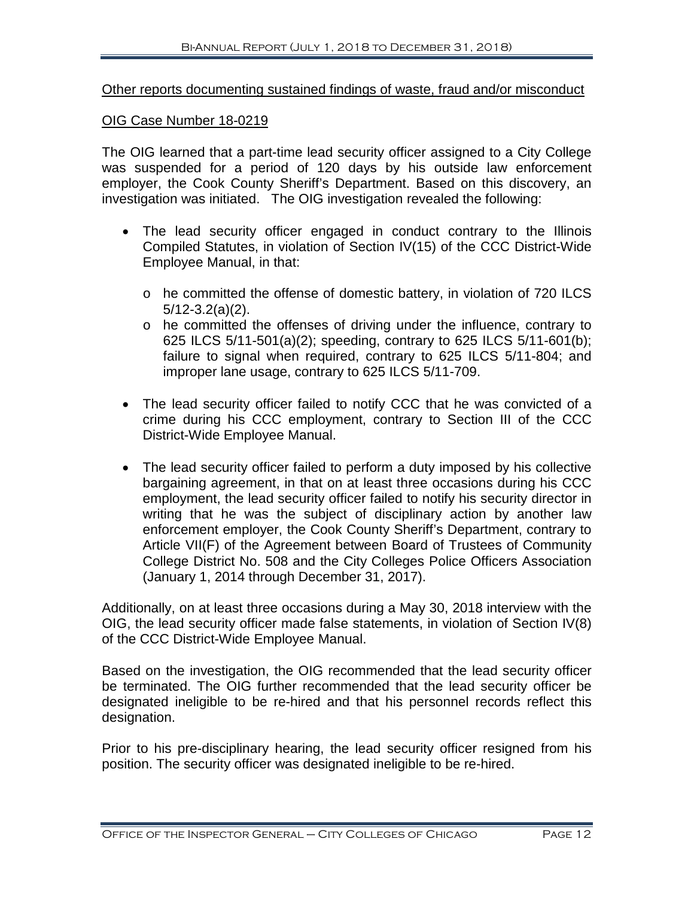Other reports documenting sustained findings of waste, fraud and/or misconduct

OIG Case Number 18-0219

The OIG learned that a part-time lead security officer assigned to a City College was suspended for a period of 120 days by his outside law enforcement employer, the Cook County Sheriff's Department. Based on this discovery, an investigation was initiated. The OIG investigation revealed the following:

- The lead security officer engaged in conduct contrary to the Illinois Compiled Statutes, in violation of Section IV(15) of the CCC District-Wide Employee Manual, in that:
  - he committed the offense of domestic battery, in violation of 720 ILCS 5/12-3.2(a)(2).
  - he committed the offenses of driving under the influence, contrary to 625 ILCS 5/11-501(a)(2); speeding, contrary to 625 ILCS 5/11-601(b); failure to signal when required, contrary to 625 ILCS 5/11-804; and improper lane usage, contrary to 625 ILCS 5/11-709.
- The lead security officer failed to notify CCC that he was convicted of a crime during his CCC employment, contrary to Section III of the CCC District-Wide Employee Manual.
- The lead security officer failed to perform a duty imposed by his collective bargaining agreement, in that on at least three occasions during his CCC employment, the lead security officer failed to notify his security director in writing that he was the subject of disciplinary action by another law enforcement employer, the Cook County Sheriff's Department, contrary to Article VII(F) of the Agreement between Board of Trustees of Community College District No. 508 and the City Colleges Police Officers Association (January 1, 2014 through December 31, 2017).

Additionally, on at least three occasions during a May 30, 2018 interview with the OIG, the lead security officer made false statements, in violation of Section IV(8) of the CCC District-Wide Employee Manual.

Based on the investigation, the OIG recommended that the lead security officer be terminated. The OIG further recommended that the lead security officer be designated ineligible to be re-hired and that his personnel records reflect this designation.

Prior to his pre-disciplinary hearing, the lead security officer resigned from his position. The security officer was designated ineligible to be re-hired.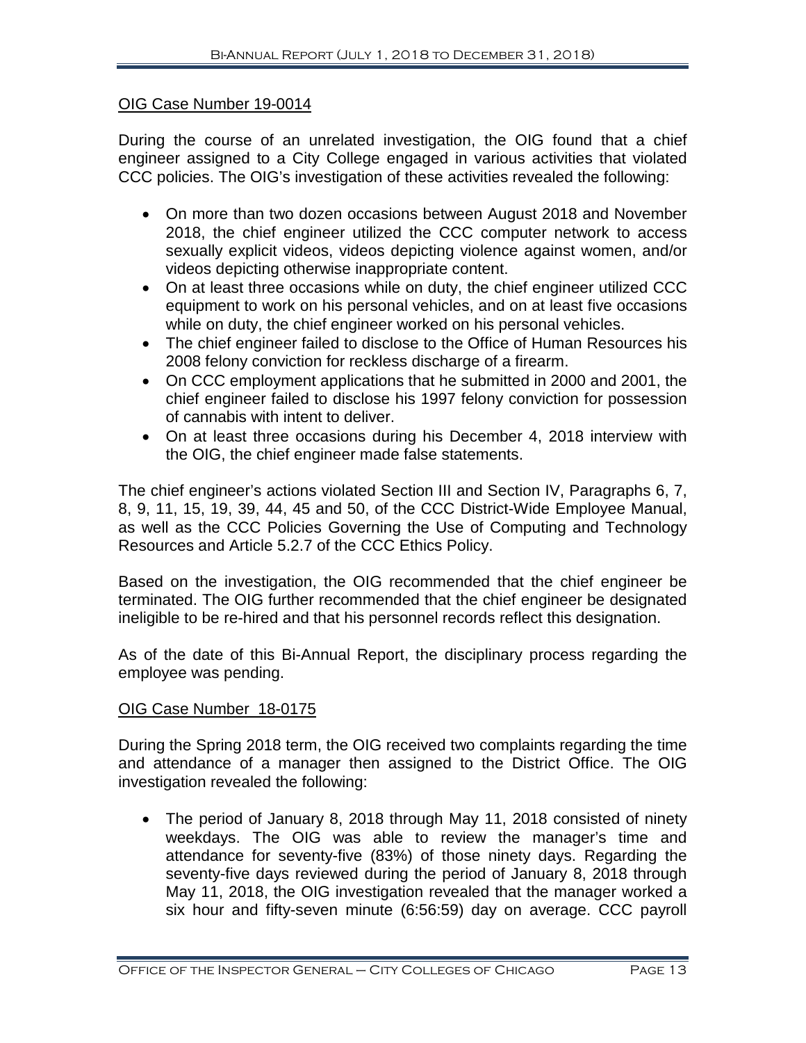OIG Case Number 19-0014

During the course of an unrelated investigation, the OIG found that a chief engineer assigned to a City College engaged in various activities that violated CCC policies. The OIG's investigation of these activities revealed the following:

- On more than two dozen occasions between August 2018 and November 2018, the chief engineer utilized the CCC computer network to access sexually explicit videos, videos depicting violence against women, and/or videos depicting otherwise inappropriate content.
- On at least three occasions while on duty, the chief engineer utilized CCC equipment to work on his personal vehicles, and on at least five occasions while on duty, the chief engineer worked on his personal vehicles.
- The chief engineer failed to disclose to the Office of Human Resources his 2008 felony conviction for reckless discharge of a firearm.
- On CCC employment applications that he submitted in 2000 and 2001, the chief engineer failed to disclose his 1997 felony conviction for possession of cannabis with intent to deliver.
- On at least three occasions during his December 4, 2018 interview with the OIG, the chief engineer made false statements.

The chief engineer's actions violated Section III and Section IV, Paragraphs 6, 7, 8, 9, 11, 15, 19, 39, 44, 45 and 50, of the CCC District-Wide Employee Manual, as well as the CCC Policies Governing the Use of Computing and Technology Resources and Article 5.2.7 of the CCC Ethics Policy.

Based on the investigation, the OIG recommended that the chief engineer be terminated. The OIG further recommended that the chief engineer be designated ineligible to be re-hired and that his personnel records reflect this designation.

As of the date of this Bi-Annual Report, the disciplinary process regarding the employee was pending.

OIG Case Number 18-0175

During the Spring 2018 term, the OIG received two complaints regarding the time and attendance of a manager then assigned to the District Office. The OIG investigation revealed the following:

- The period of January 8, 2018 through May 11, 2018 consisted of ninety weekdays. The OIG was able to review the manager's time and attendance for seventy-five (83%) of those ninety days. Regarding the seventy-five days reviewed during the period of January 8, 2018 through May 11, 2018, the OIG investigation revealed that the manager worked a six hour and fifty-seven minute (6:56:59) day on average. CCC payroll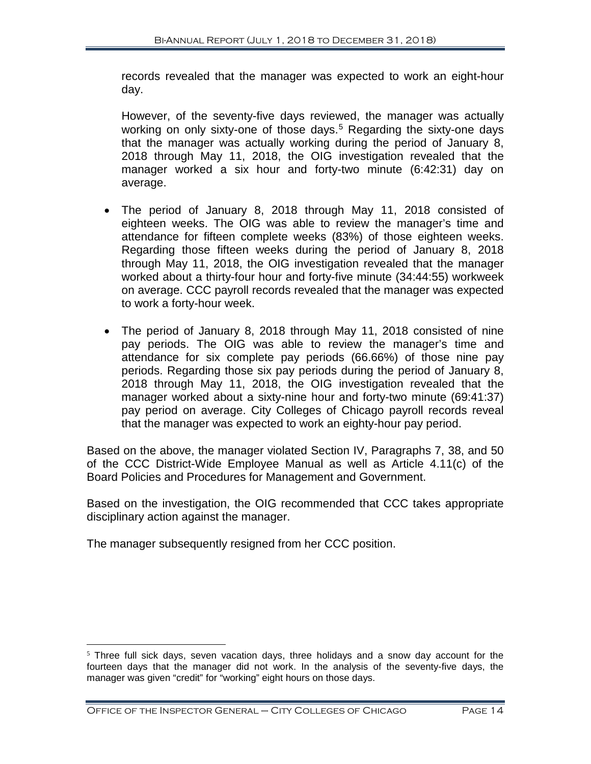records revealed that the manager was expected to work an eight-hour day.

However, of the seventy-five days reviewed, the manager was actually working on only sixty-one of those days.[5] Regarding the sixty-one days that the manager was actually working during the period of January 8, 2018 through May 11, 2018, the OIG investigation revealed that the manager worked a six hour and forty-two minute (6:42:31) day on average.

- The period of January 8, 2018 through May 11, 2018 consisted of eighteen weeks. The OIG was able to review the manager's time and attendance for fifteen complete weeks (83%) of those eighteen weeks. Regarding those fifteen weeks during the period of January 8, 2018 through May 11, 2018, the OIG investigation revealed that the manager worked about a thirty-four hour and forty-five minute (34:44:55) workweek on average. CCC payroll records revealed that the manager was expected to work a forty-hour week.

- The period of January 8, 2018 through May 11, 2018 consisted of nine pay periods. The OIG was able to review the manager's time and attendance for six complete pay periods (66.66%) of those nine pay periods. Regarding those six pay periods during the period of January 8, 2018 through May 11, 2018, the OIG investigation revealed that the manager worked about a sixty-nine hour and forty-two minute (69:41:37) pay period on average. City Colleges of Chicago payroll records reveal that the manager was expected to work an eighty-hour pay period.

Based on the above, the manager violated Section IV, Paragraphs 7, 38, and 50 of the CCC District-Wide Employee Manual as well as Article 4.11(c) of the Board Policies and Procedures for Management and Government.

Based on the investigation, the OIG recommended that CCC takes appropriate disciplinary action against the manager.

The manager subsequently resigned from her CCC position.

[5] Three full sick days, seven vacation days, three holidays and a snow day account for the fourteen days that the manager did not work. In the analysis of the seventy-five days, the manager was given "credit" for "working" eight hours on those days.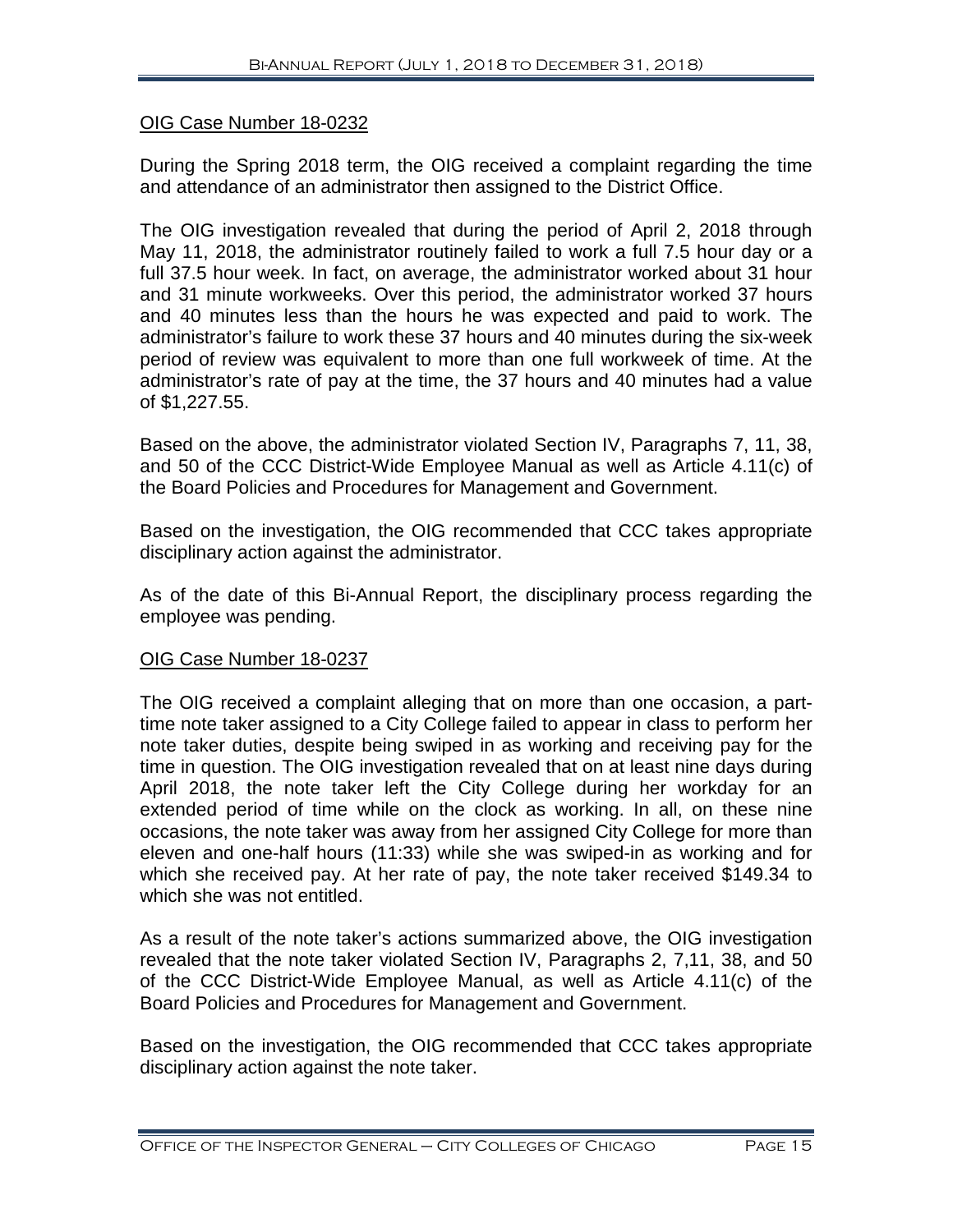OIG Case Number 18-0232

During the Spring 2018 term, the OIG received a complaint regarding the time and attendance of an administrator then assigned to the District Office.

The OIG investigation revealed that during the period of April 2, 2018 through May 11, 2018, the administrator routinely failed to work a full 7.5 hour day or a full 37.5 hour week. In fact, on average, the administrator worked about 31 hour and 31 minute workweeks. Over this period, the administrator worked 37 hours and 40 minutes less than the hours he was expected and paid to work. The administrator's failure to work these 37 hours and 40 minutes during the six-week period of review was equivalent to more than one full workweek of time. At the administrator's rate of pay at the time, the 37 hours and 40 minutes had a value of $1,227.55.

Based on the above, the administrator violated Section IV, Paragraphs 7, 11, 38, and 50 of the CCC District-Wide Employee Manual as well as Article 4.11(c) of the Board Policies and Procedures for Management and Government.

Based on the investigation, the OIG recommended that CCC takes appropriate disciplinary action against the administrator.

As of the date of this Bi-Annual Report, the disciplinary process regarding the employee was pending.

OIG Case Number 18-0237

The OIG received a complaint alleging that on more than one occasion, a part-time note taker assigned to a City College failed to appear in class to perform her note taker duties, despite being swiped in as working and receiving pay for the time in question. The OIG investigation revealed that on at least nine days during April 2018, the note taker left the City College during her workday for an extended period of time while on the clock as working. In all, on these nine occasions, the note taker was away from her assigned City College for more than eleven and one-half hours (11:33) while she was swiped-in as working and for which she received pay. At her rate of pay, the note taker received $149.34 to which she was not entitled.

As a result of the note taker's actions summarized above, the OIG investigation revealed that the note taker violated Section IV, Paragraphs 2, 7,11, 38, and 50 of the CCC District-Wide Employee Manual, as well as Article 4.11(c) of the Board Policies and Procedures for Management and Government.

Based on the investigation, the OIG recommended that CCC takes appropriate disciplinary action against the note taker.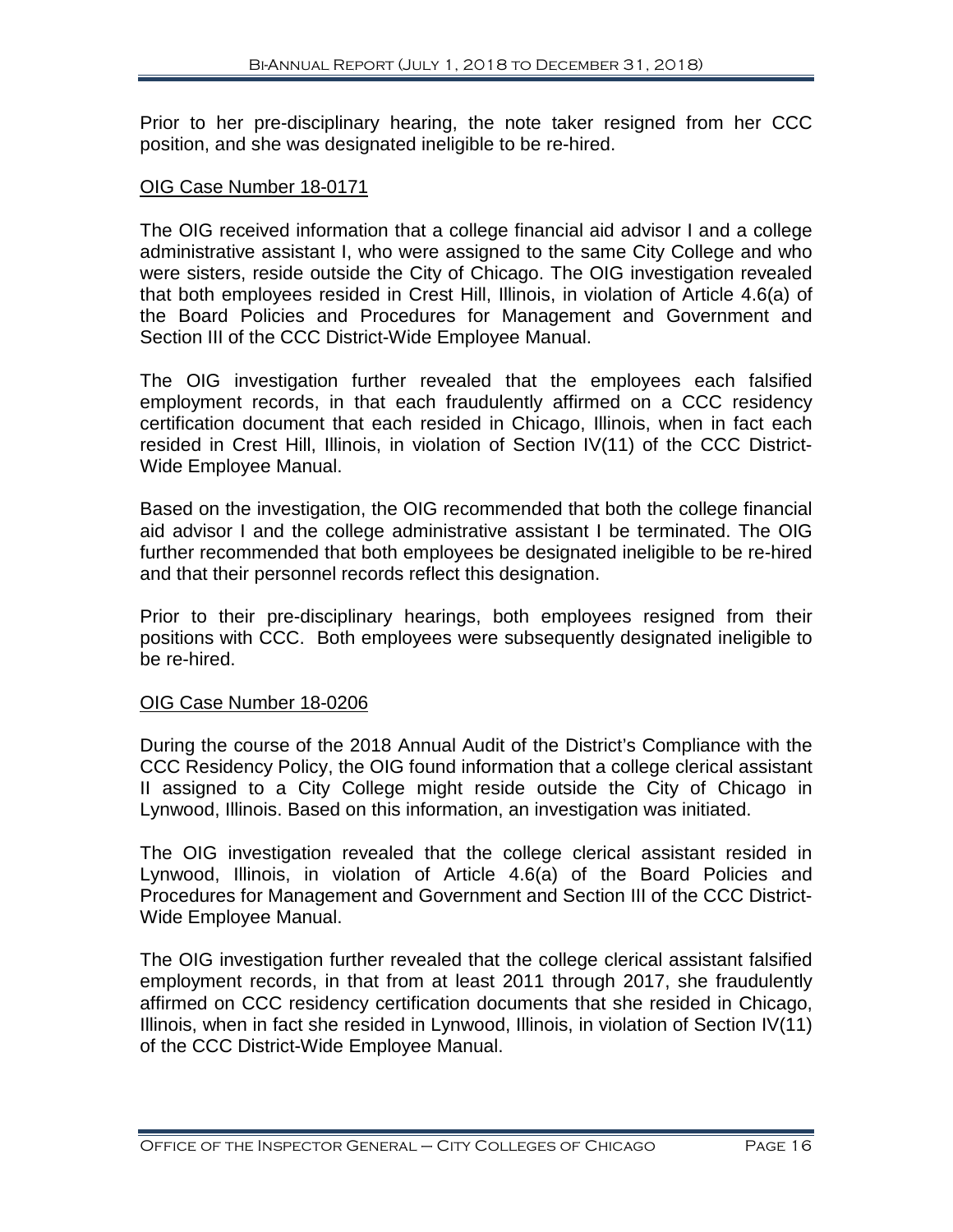Prior to her pre-disciplinary hearing, the note taker resigned from her CCC position, and she was designated ineligible to be re-hired.

### OIG Case Number 18-0171

The OIG received information that a college financial aid advisor I and a college administrative assistant I, who were assigned to the same City College and who were sisters, reside outside the City of Chicago. The OIG investigation revealed that both employees resided in Crest Hill, Illinois, in violation of Article 4.6(a) of the Board Policies and Procedures for Management and Government and Section III of the CCC District-Wide Employee Manual.

The OIG investigation further revealed that the employees each falsified employment records, in that each fraudulently affirmed on a CCC residency certification document that each resided in Chicago, Illinois, when in fact each resided in Crest Hill, Illinois, in violation of Section IV(11) of the CCC District-Wide Employee Manual.

Based on the investigation, the OIG recommended that both the college financial aid advisor I and the college administrative assistant I be terminated. The OIG further recommended that both employees be designated ineligible to be re-hired and that their personnel records reflect this designation.

Prior to their pre-disciplinary hearings, both employees resigned from their positions with CCC. Both employees were subsequently designated ineligible to be re-hired.

### OIG Case Number 18-0206

During the course of the 2018 Annual Audit of the District's Compliance with the CCC Residency Policy, the OIG found information that a college clerical assistant II assigned to a City College might reside outside the City of Chicago in Lynwood, Illinois. Based on this information, an investigation was initiated.

The OIG investigation revealed that the college clerical assistant resided in Lynwood, Illinois, in violation of Article 4.6(a) of the Board Policies and Procedures for Management and Government and Section III of the CCC District-Wide Employee Manual.

The OIG investigation further revealed that the college clerical assistant falsified employment records, in that from at least 2011 through 2017, she fraudulently affirmed on CCC residency certification documents that she resided in Chicago, Illinois, when in fact she resided in Lynwood, Illinois, in violation of Section IV(11) of the CCC District-Wide Employee Manual.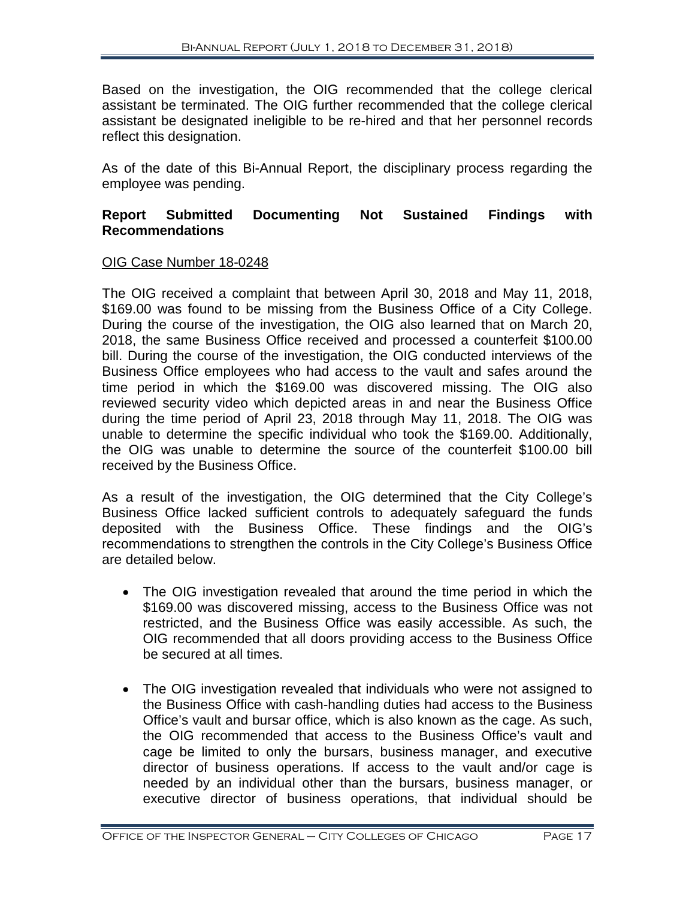Based on the investigation, the OIG recommended that the college clerical assistant be terminated. The OIG further recommended that the college clerical assistant be designated ineligible to be re-hired and that her personnel records reflect this designation.

As of the date of this Bi-Annual Report, the disciplinary process regarding the employee was pending.

### Report Submitted Documenting Not Sustained Findings with Recommendations

OIG Case Number 18-0248

The OIG received a complaint that between April 30, 2018 and May 11, 2018, $169.00 was found to be missing from the Business Office of a City College. During the course of the investigation, the OIG also learned that on March 20, 2018, the same Business Office received and processed a counterfeit $100.00 bill. During the course of the investigation, the OIG conducted interviews of the Business Office employees who had access to the vault and safes around the time period in which the $169.00 was discovered missing. The OIG also reviewed security video which depicted areas in and near the Business Office during the time period of April 23, 2018 through May 11, 2018. The OIG was unable to determine the specific individual who took the $169.00. Additionally, the OIG was unable to determine the source of the counterfeit $100.00 bill received by the Business Office.

As a result of the investigation, the OIG determined that the City College's Business Office lacked sufficient controls to adequately safeguard the funds deposited with the Business Office. These findings and the OIG's recommendations to strengthen the controls in the City College's Business Office are detailed below.

- The OIG investigation revealed that around the time period in which the $169.00 was discovered missing, access to the Business Office was not restricted, and the Business Office was easily accessible. As such, the OIG recommended that all doors providing access to the Business Office be secured at all times.

- The OIG investigation revealed that individuals who were not assigned to the Business Office with cash-handling duties had access to the Business Office's vault and bursar office, which is also known as the cage. As such, the OIG recommended that access to the Business Office's vault and cage be limited to only the bursars, business manager, and executive director of business operations. If access to the vault and/or cage is needed by an individual other than the bursars, business manager, or executive director of business operations, that individual should be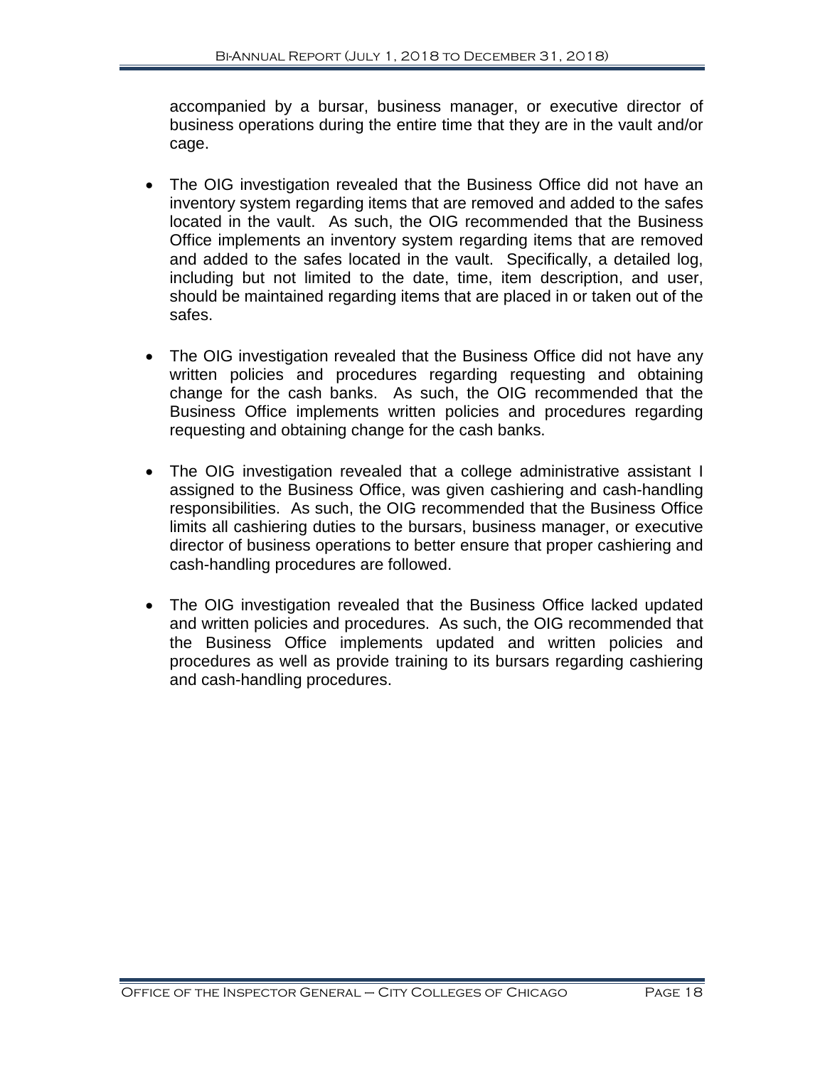accompanied by a bursar, business manager, or executive director of business operations during the entire time that they are in the vault and/or cage.

- The OIG investigation revealed that the Business Office did not have an inventory system regarding items that are removed and added to the safes located in the vault. As such, the OIG recommended that the Business Office implements an inventory system regarding items that are removed and added to the safes located in the vault. Specifically, a detailed log, including but not limited to the date, time, item description, and user, should be maintained regarding items that are placed in or taken out of the safes.

- The OIG investigation revealed that the Business Office did not have any written policies and procedures regarding requesting and obtaining change for the cash banks. As such, the OIG recommended that the Business Office implements written policies and procedures regarding requesting and obtaining change for the cash banks.

- The OIG investigation revealed that a college administrative assistant I assigned to the Business Office, was given cashiering and cash-handling responsibilities. As such, the OIG recommended that the Business Office limits all cashiering duties to the bursars, business manager, or executive director of business operations to better ensure that proper cashiering and cash-handling procedures are followed.

- The OIG investigation revealed that the Business Office lacked updated and written policies and procedures. As such, the OIG recommended that the Business Office implements updated and written policies and procedures as well as provide training to its bursars regarding cashiering and cash-handling procedures.